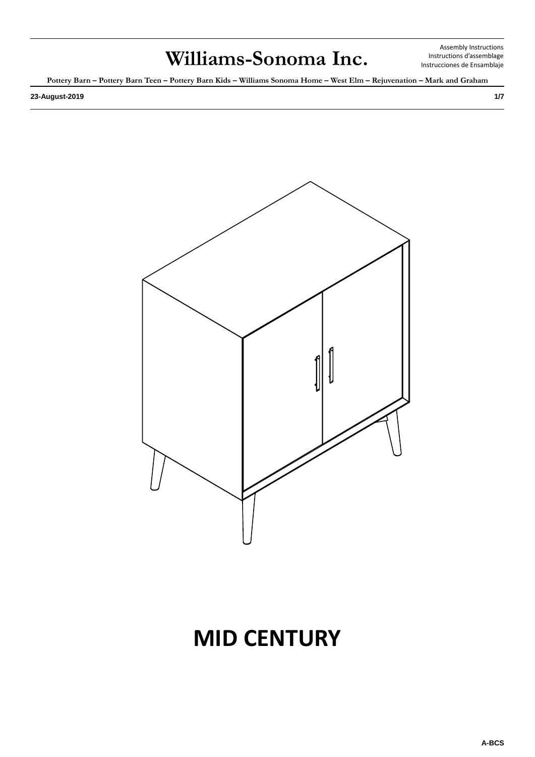# Williams-Sonoma Inc.

Assembly Instructions
Instructions d'assemblage
Instrucciones de Ensamblaje

**Pottery Barn – Pottery Barn Teen – Pottery Barn Kids – Williams Sonoma Home – West Elm – Rejuvenation – Mark and Graham**

**23-August-2019**

# MID CENTURY

**A-BCS**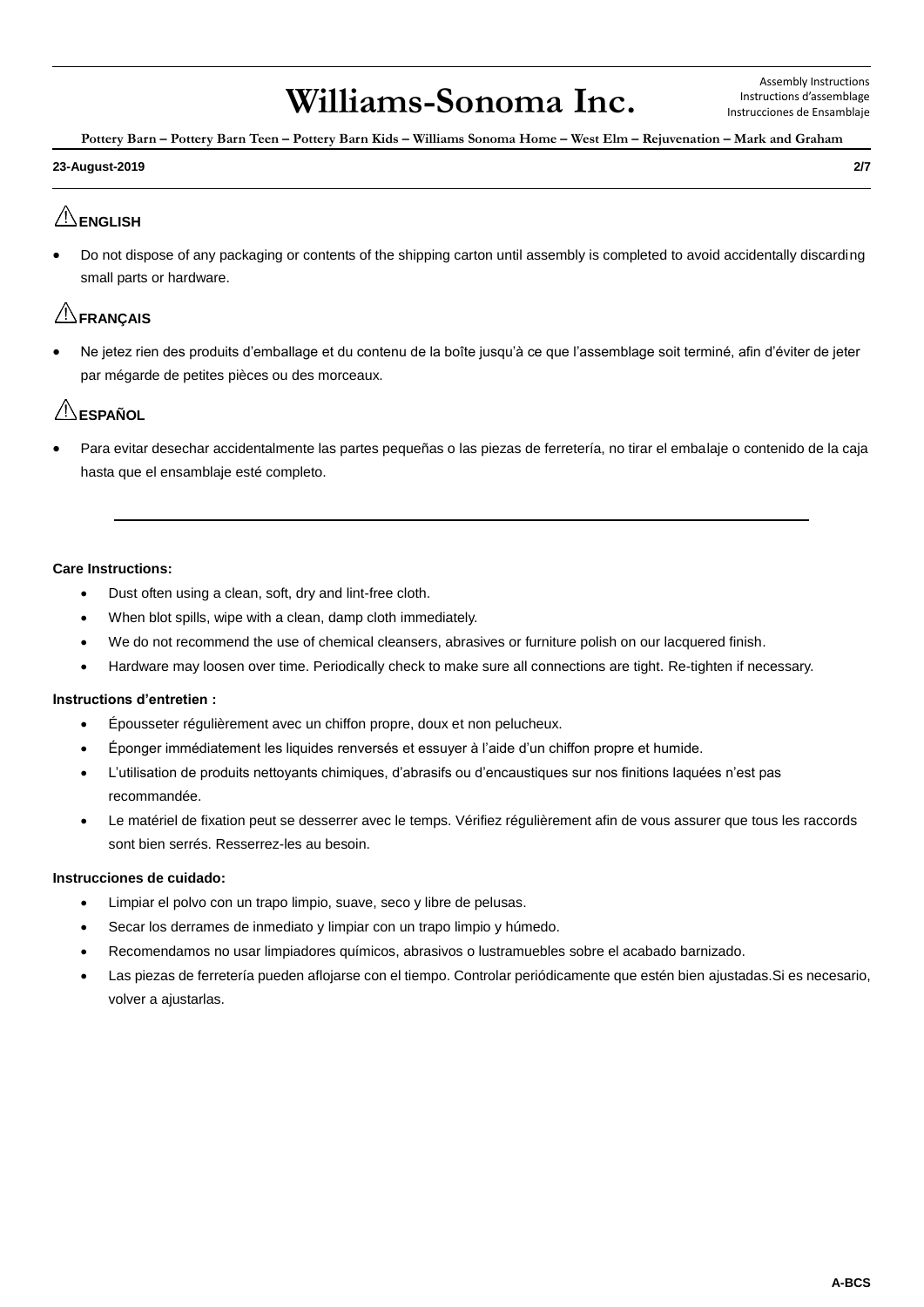## ⚠ENGLISH

- Do not dispose of any packaging or contents of the shipping carton until assembly is completed to avoid accidentally discarding small parts or hardware.

## ⚠FRANÇAIS

- Ne jetez rien des produits d'emballage et du contenu de la boîte jusqu'à ce que l'assemblage soit terminé, afin d'éviter de jeter par mégarde de petites pièces ou des morceaux.

## ⚠ESPAÑOL

- Para evitar desechar accidentalmente las partes pequeñas o las piezas de ferretería, no tirar el embalaje o contenido de la caja hasta que el ensamblaje esté completo.

---

**Care Instructions:**

- Dust often using a clean, soft, dry and lint-free cloth.
- When blot spills, wipe with a clean, damp cloth immediately.
- We do not recommend the use of chemical cleansers, abrasives or furniture polish on our lacquered finish.
- Hardware may loosen over time. Periodically check to make sure all connections are tight. Re-tighten if necessary.

**Instructions d'entretien :**

- Épousseter régulièrement avec un chiffon propre, doux et non pelucheux.
- Éponger immédiatement les liquides renversés et essuyer à l'aide d'un chiffon propre et humide.
- L'utilisation de produits nettoyants chimiques, d'abrasifs ou d'encaustiques sur nos finitions laquées n'est pas recommandée.
- Le matériel de fixation peut se desserrer avec le temps. Vérifiez régulièrement afin de vous assurer que tous les raccords sont bien serrés. Resserrez-les au besoin.

**Instrucciones de cuidado:**

- Limpiar el polvo con un trapo limpio, suave, seco y libre de pelusas.
- Secar los derrames de inmediato y limpiar con un trapo limpio y húmedo.
- Recomendamos no usar limpiadores químicos, abrasivos o lustramuebles sobre el acabado barnizado.
- Las piezas de ferretería pueden aflojarse con el tiempo. Controlar periódicamente que estén bien ajustadas.Si es necesario, volver a ajustarlas.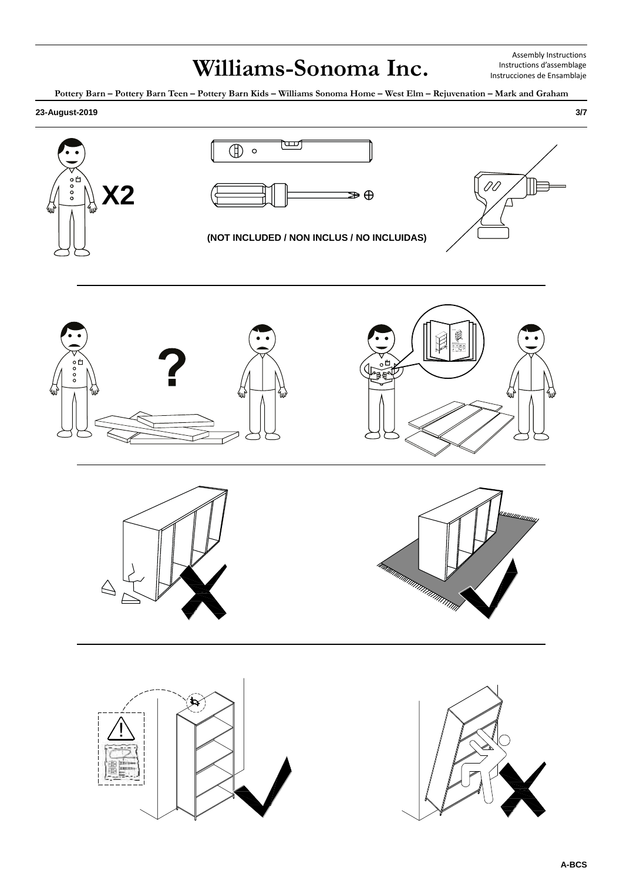X2

(NOT INCLUDED / NON INCLUS / NO INCLUIDAS)

?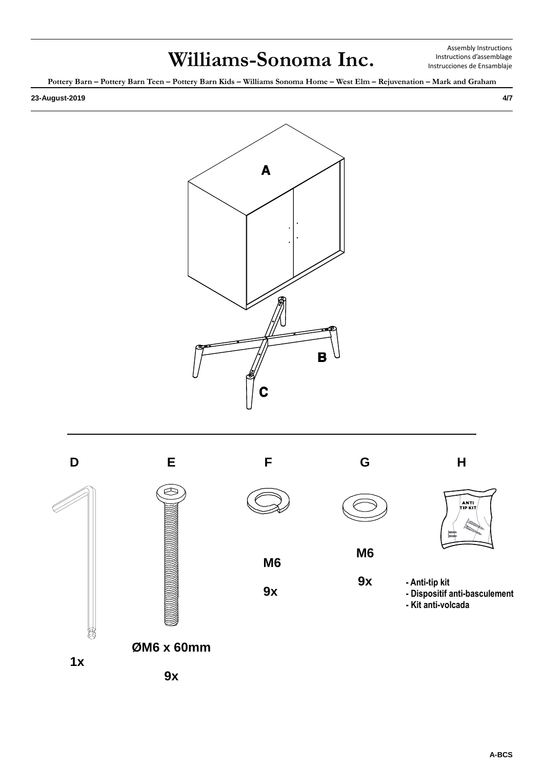A

B

C

D

1x

E

ØM6 x 60mm

9x

F

M6

9x

G

M6

9x

H

ANTI TIP KIT

- Anti-tip kit
- Dispositif anti-basculement
- Kit anti-volcada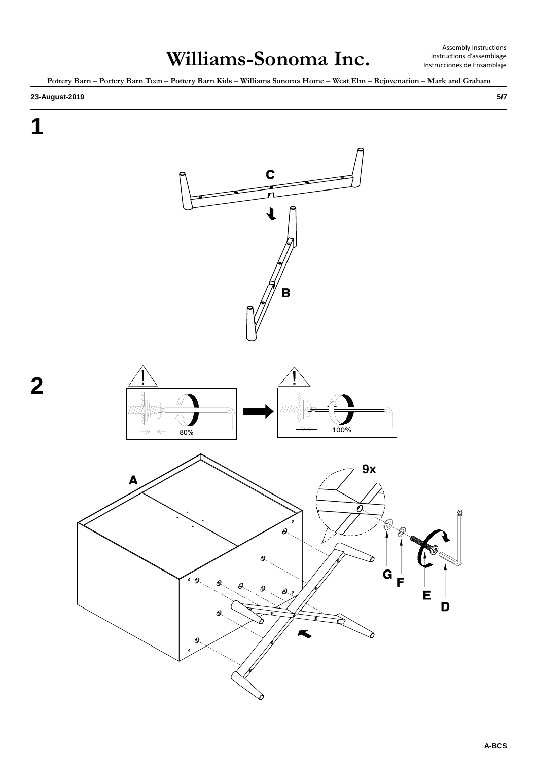# 1

C

B

# 2

80%

100%

A

9x

G

F

E

D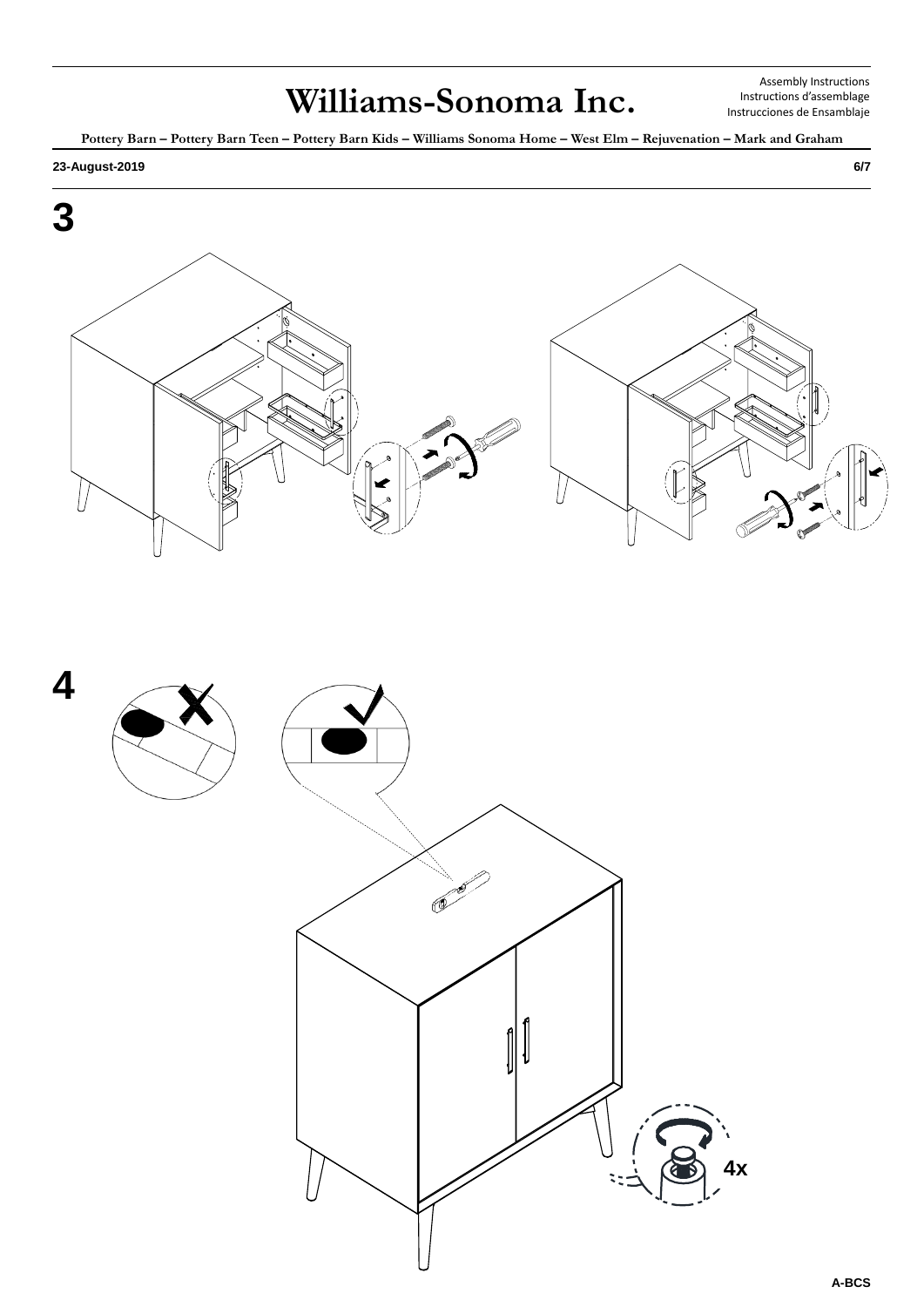# 3

# 4

4x

A-BCS